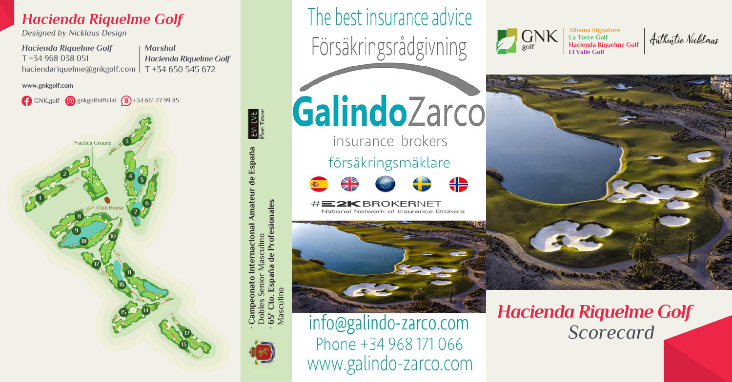# Hacienda Riquelme Golf

*Designed by Nicklaus Design*

***Hacienda Riquelme Golf***
T +34 968 038 051
haciendariquelme@gnkgolf.com

***Marshal***
***Hacienda Riquelme Golf***
T +34 650 545 672

**www.gnkgolf.com**

GNK.golf gnkgolfofficial +34 661 47 99 85

Practice Ground

Club House

1 2 3 4 5 6 7 8 9 10 11 12 13 14 15 16 17 18

- **Campeonato Internacional Amateur de España** Dobles Senior Masculino
- **65º Cto. España de Profesionales** Masculino

EVOLVE Pro Tour

The best insurance advice

Försäkringsrådgivning

**Galindo**Zarco

insurance brokers

försäkringsmäklare

#E2K BROKERNET
National Network of Insurance Brokers

info@galindo-zarco.com
Phone +34 968 171 066
www.galindo-zarco.com

GNK golf

**Alhama Signature**
**La Torre Golf**
**Hacienda Riquelme Golf**
**El Valle Golf**

Authentic Nicklaus

## *Hacienda Riquelme Golf*

## *Scorecard*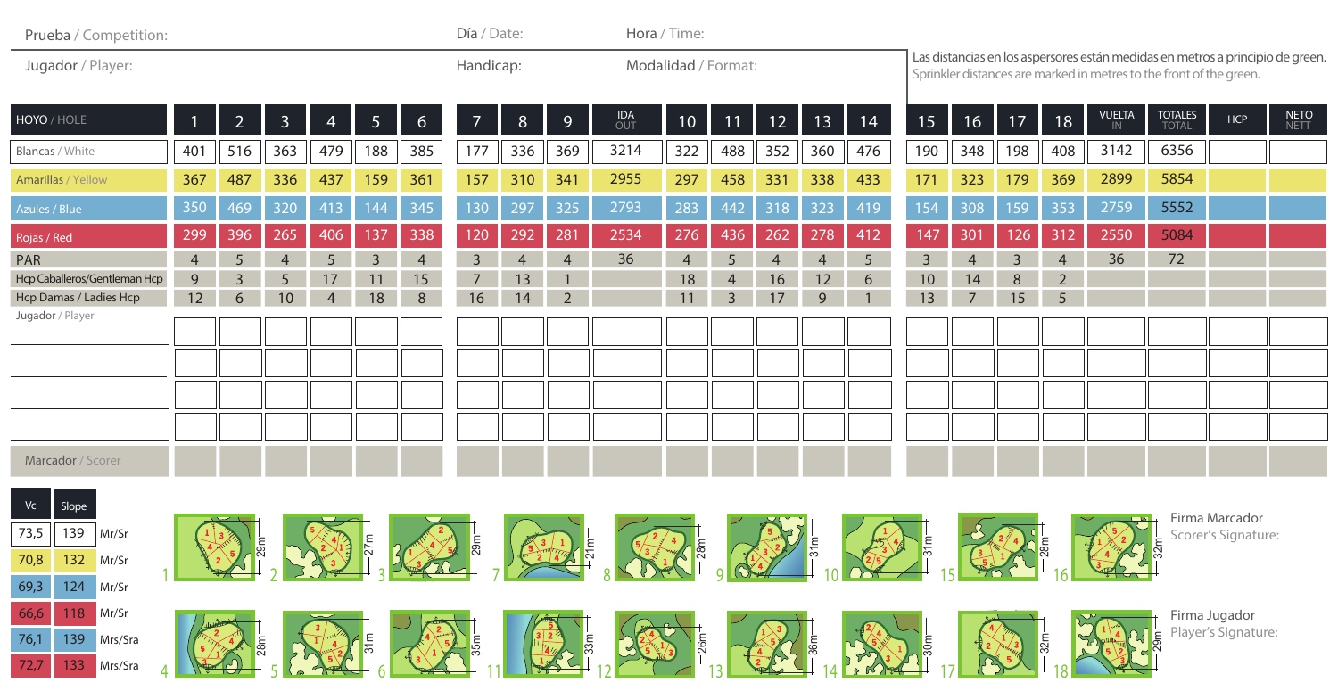Prueba / Competition: Día / Date: Hora / Time:

Jugador / Player: Handicap: Modalidad / Format:

Las distancias en los aspersores están medidas en metros a principio de green.
Sprinkler distances are marked in metres to the front of the green.

| HOYO / HOLE | 1 | 2 | 3 | 4 | 5 | 6 | 7 | 8 | 9 | IDA OUT | 10 | 11 | 12 | 13 | 14 | 15 | 16 | 17 | 18 | VUELTA IN | TOTALES TOTAL | HCP | NETO NETT |
|---|---|---|---|---|---|---|---|---|---|---|---|---|---|---|---|---|---|---|---|---|---|---|---|
| Blancas / White | 401 | 516 | 363 | 479 | 188 | 385 | 177 | 336 | 369 | 3214 | 322 | 488 | 352 | 360 | 476 | 190 | 348 | 198 | 408 | 3142 | 6356 | | |
| Amarillas / Yellow | 367 | 487 | 336 | 437 | 159 | 361 | 157 | 310 | 341 | 2955 | 297 | 458 | 331 | 338 | 433 | 171 | 323 | 179 | 369 | 2899 | 5854 | | |
| Azules / Blue | 350 | 469 | 320 | 413 | 144 | 345 | 130 | 297 | 325 | 2793 | 283 | 442 | 318 | 323 | 419 | 154 | 308 | 159 | 353 | 2759 | 5552 | | |
| Rojas / Red | 299 | 396 | 265 | 406 | 137 | 338 | 120 | 292 | 281 | 2534 | 276 | 436 | 262 | 278 | 412 | 147 | 301 | 126 | 312 | 2550 | 5084 | | |
| PAR | 4 | 5 | 4 | 5 | 3 | 4 | 3 | 4 | 4 | 36 | 4 | 5 | 4 | 4 | 5 | 3 | 4 | 3 | 4 | 36 | 72 | | |
| Hcp Caballeros/Gentleman Hcp | 9 | 3 | 5 | 17 | 11 | 15 | 7 | 13 | 1 | | 18 | 4 | 16 | 12 | 6 | 10 | 14 | 8 | 2 | | | | |
| Hcp Damas / Ladies Hcp | 12 | 6 | 10 | 4 | 18 | 8 | 16 | 14 | 2 | | 11 | 3 | 17 | 9 | 1 | 13 | 7 | 15 | 5 | | | | |
| Jugador / Player | | | | | | | | | | | | | | | | | | | | | | | |
| | | | | | | | | | | | | | | | | | | | | | | | |
| | | | | | | | | | | | | | | | | | | | | | | | |
| | | | | | | | | | | | | | | | | | | | | | | | |
| Marcador / Scorer | | | | | | | | | | | | | | | | | | | | | | | |

| Vc | Slope | |
|---|---|---|
| 73,5 | 139 | Mr/Sr |
| 70,8 | 132 | Mr/Sr |
| 69,3 | 124 | Mr/Sr |
| 66,6 | 118 | Mr/Sr |
| 76,1 | 139 | Mrs/Sra |
| 72,7 | 133 | Mrs/Sra |

1 29m 2 27m 3 29m 7 21m 8 28m 9 31m 10 31m 15 28m 16 32m

4 28m 5 31m 6 35m 11 33m 12 26m 13 36m 14 30m 17 32m 18 29m

Firma Marcador
Scorer's Signature:

Firma Jugador
Player's Signature: